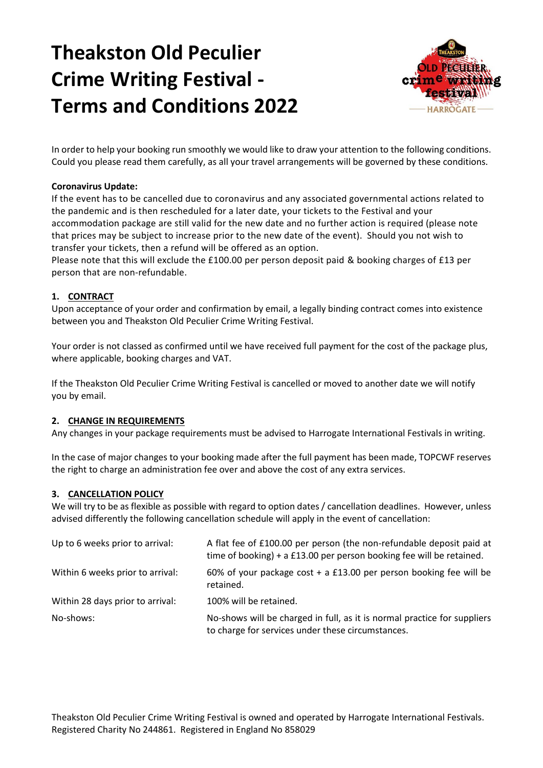# Theakston Old Peculier Crime Writing Festival - Terms and Conditions 2022

In order to help your booking run smoothly we would like to draw your attention to the following conditions. Could you please read them carefully, as all your travel arrangements will be governed by these conditions.

**Coronavirus Update:**
If the event has to be cancelled due to coronavirus and any associated governmental actions related to the pandemic and is then rescheduled for a later date, your tickets to the Festival and your accommodation package are still valid for the new date and no further action is required (please note that prices may be subject to increase prior to the new date of the event). Should you not wish to transfer your tickets, then a refund will be offered as an option.
Please note that this will exclude the £100.00 per person deposit paid & booking charges of £13 per person that are non-refundable.

## 1. CONTRACT

Upon acceptance of your order and confirmation by email, a legally binding contract comes into existence between you and Theakston Old Peculier Crime Writing Festival.

Your order is not classed as confirmed until we have received full payment for the cost of the package plus, where applicable, booking charges and VAT.

If the Theakston Old Peculier Crime Writing Festival is cancelled or moved to another date we will notify you by email.

## 2. CHANGE IN REQUIREMENTS

Any changes in your package requirements must be advised to Harrogate International Festivals in writing.

In the case of major changes to your booking made after the full payment has been made, TOPCWF reserves the right to charge an administration fee over and above the cost of any extra services.

## 3. CANCELLATION POLICY

We will try to be as flexible as possible with regard to option dates / cancellation deadlines. However, unless advised differently the following cancellation schedule will apply in the event of cancellation:

| | |
|---|---|
| Up to 6 weeks prior to arrival: | A flat fee of £100.00 per person (the non-refundable deposit paid at time of booking) + a £13.00 per person booking fee will be retained. |
| Within 6 weeks prior to arrival: | 60% of your package cost + a £13.00 per person booking fee will be retained. |
| Within 28 days prior to arrival: | 100% will be retained. |
| No-shows: | No-shows will be charged in full, as it is normal practice for suppliers to charge for services under these circumstances. |

Theakston Old Peculier Crime Writing Festival is owned and operated by Harrogate International Festivals. Registered Charity No 244861. Registered in England No 858029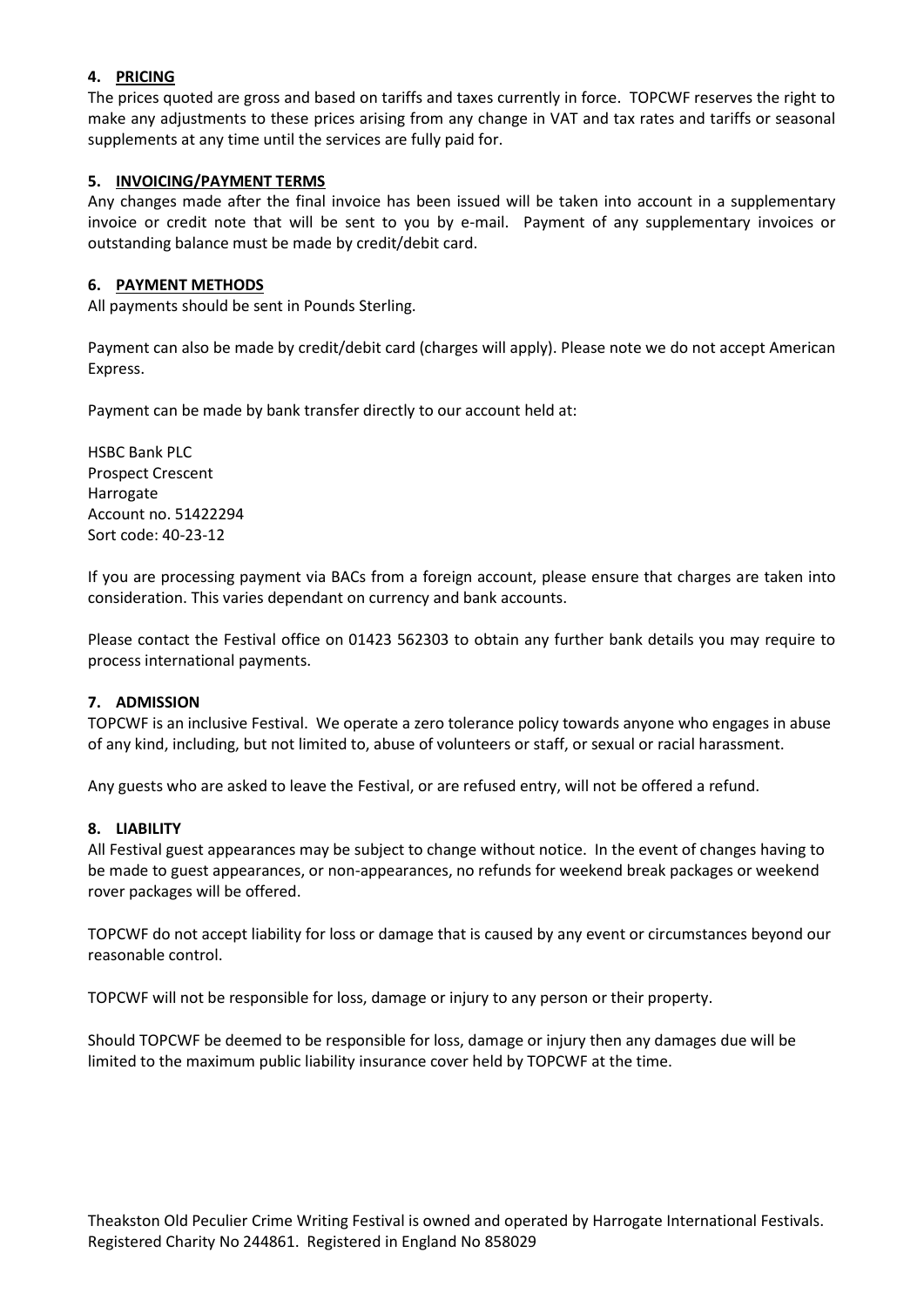## 4. PRICING

The prices quoted are gross and based on tariffs and taxes currently in force. TOPCWF reserves the right to make any adjustments to these prices arising from any change in VAT and tax rates and tariffs or seasonal supplements at any time until the services are fully paid for.

## 5. INVOICING/PAYMENT TERMS

Any changes made after the final invoice has been issued will be taken into account in a supplementary invoice or credit note that will be sent to you by e-mail. Payment of any supplementary invoices or outstanding balance must be made by credit/debit card.

## 6. PAYMENT METHODS

All payments should be sent in Pounds Sterling.

Payment can also be made by credit/debit card (charges will apply). Please note we do not accept American Express.

Payment can be made by bank transfer directly to our account held at:

HSBC Bank PLC
Prospect Crescent
Harrogate
Account no. 51422294
Sort code: 40-23-12

If you are processing payment via BACs from a foreign account, please ensure that charges are taken into consideration. This varies dependant on currency and bank accounts.

Please contact the Festival office on 01423 562303 to obtain any further bank details you may require to process international payments.

## 7. ADMISSION

TOPCWF is an inclusive Festival. We operate a zero tolerance policy towards anyone who engages in abuse of any kind, including, but not limited to, abuse of volunteers or staff, or sexual or racial harassment.

Any guests who are asked to leave the Festival, or are refused entry, will not be offered a refund.

## 8. LIABILITY

All Festival guest appearances may be subject to change without notice. In the event of changes having to be made to guest appearances, or non-appearances, no refunds for weekend break packages or weekend rover packages will be offered.

TOPCWF do not accept liability for loss or damage that is caused by any event or circumstances beyond our reasonable control.

TOPCWF will not be responsible for loss, damage or injury to any person or their property.

Should TOPCWF be deemed to be responsible for loss, damage or injury then any damages due will be limited to the maximum public liability insurance cover held by TOPCWF at the time.

Theakston Old Peculier Crime Writing Festival is owned and operated by Harrogate International Festivals. Registered Charity No 244861. Registered in England No 858029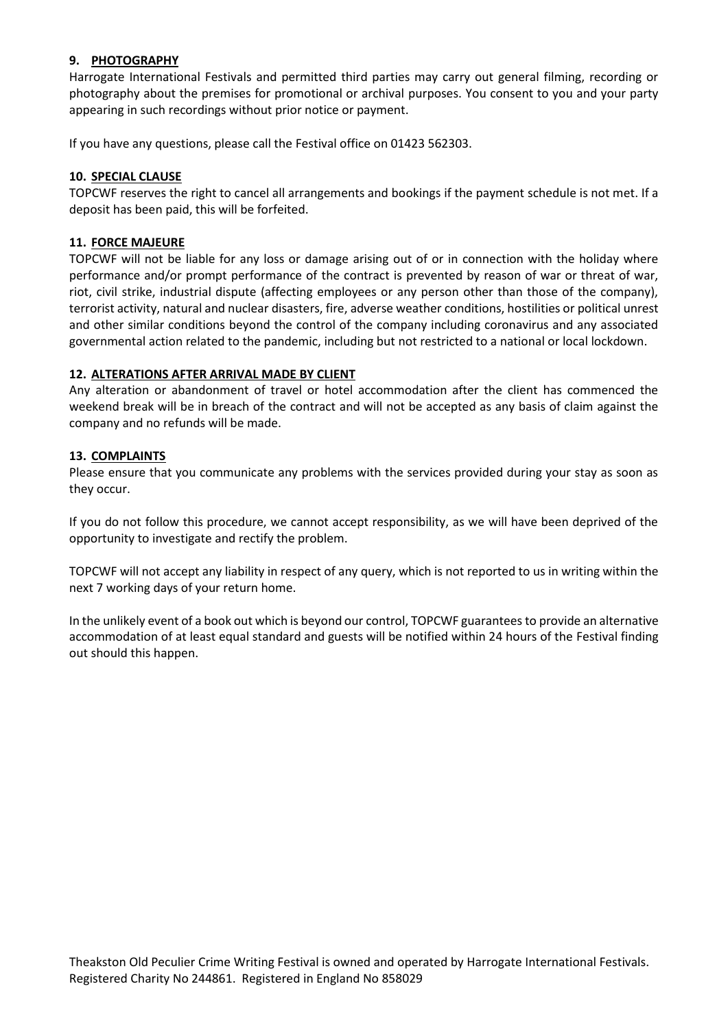**9. PHOTOGRAPHY**

Harrogate International Festivals and permitted third parties may carry out general filming, recording or photography about the premises for promotional or archival purposes. You consent to you and your party appearing in such recordings without prior notice or payment.

If you have any questions, please call the Festival office on 01423 562303.

**10. SPECIAL CLAUSE**

TOPCWF reserves the right to cancel all arrangements and bookings if the payment schedule is not met. If a deposit has been paid, this will be forfeited.

**11. FORCE MAJEURE**

TOPCWF will not be liable for any loss or damage arising out of or in connection with the holiday where performance and/or prompt performance of the contract is prevented by reason of war or threat of war, riot, civil strike, industrial dispute (affecting employees or any person other than those of the company), terrorist activity, natural and nuclear disasters, fire, adverse weather conditions, hostilities or political unrest and other similar conditions beyond the control of the company including coronavirus and any associated governmental action related to the pandemic, including but not restricted to a national or local lockdown.

**12. ALTERATIONS AFTER ARRIVAL MADE BY CLIENT**

Any alteration or abandonment of travel or hotel accommodation after the client has commenced the weekend break will be in breach of the contract and will not be accepted as any basis of claim against the company and no refunds will be made.

**13. COMPLAINTS**

Please ensure that you communicate any problems with the services provided during your stay as soon as they occur.

If you do not follow this procedure, we cannot accept responsibility, as we will have been deprived of the opportunity to investigate and rectify the problem.

TOPCWF will not accept any liability in respect of any query, which is not reported to us in writing within the next 7 working days of your return home.

In the unlikely event of a book out which is beyond our control, TOPCWF guarantees to provide an alternative accommodation of at least equal standard and guests will be notified within 24 hours of the Festival finding out should this happen.

Theakston Old Peculier Crime Writing Festival is owned and operated by Harrogate International Festivals. Registered Charity No 244861. Registered in England No 858029